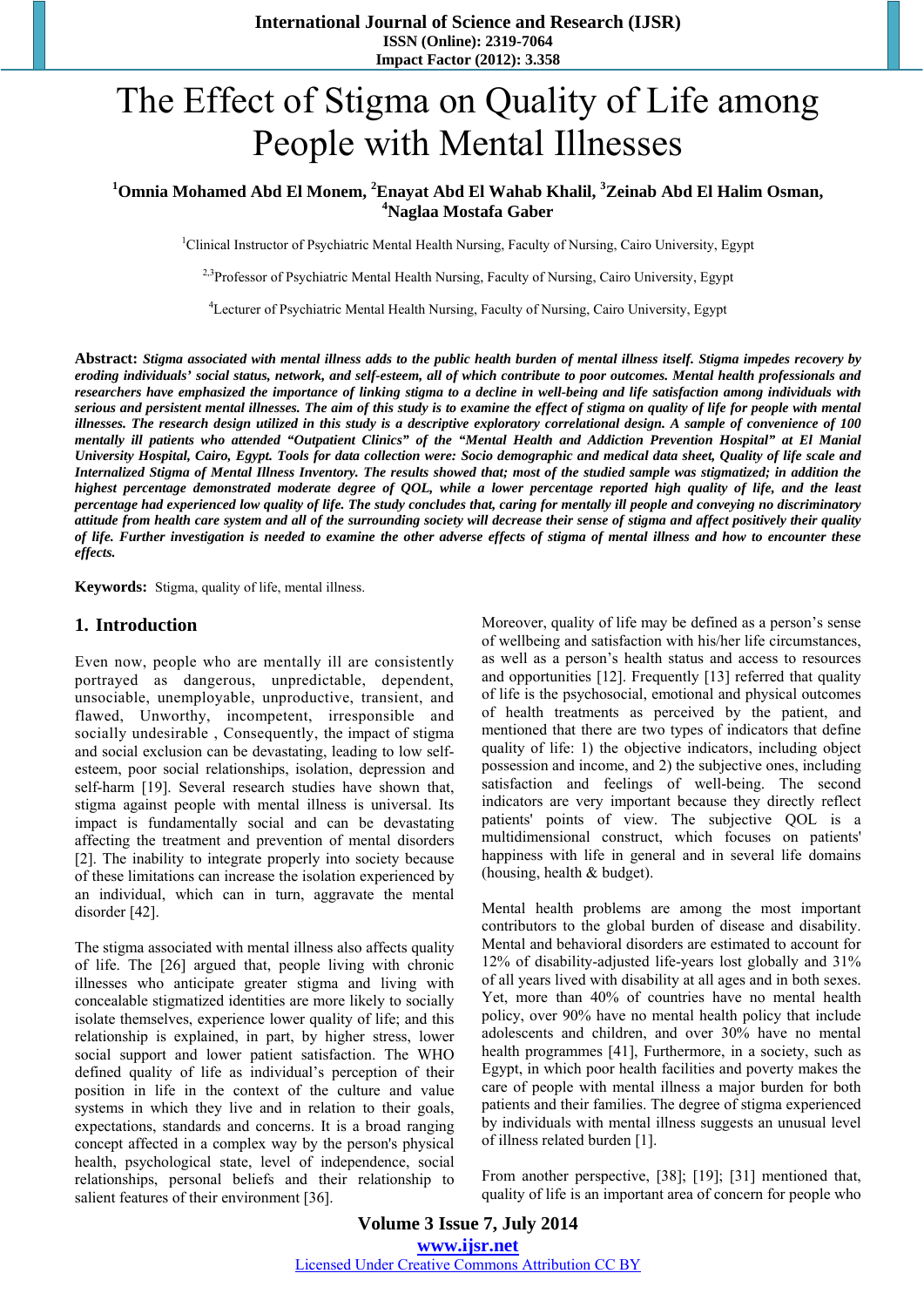# The Effect of Stigma on Quality of Life among People with Mental Illnesses

**[1]Omnia Mohamed Abd El Monem, [2]Enayat Abd El Wahab Khalil, [3]Zeinab Abd El Halim Osman, [4]Naglaa Mostafa Gaber**

[1]Clinical Instructor of Psychiatric Mental Health Nursing, Faculty of Nursing, Cairo University, Egypt

[2,3]Professor of Psychiatric Mental Health Nursing, Faculty of Nursing, Cairo University, Egypt

[4]Lecturer of Psychiatric Mental Health Nursing, Faculty of Nursing, Cairo University, Egypt

**Abstract:** ***Stigma associated with mental illness adds to the public health burden of mental illness itself. Stigma impedes recovery by eroding individuals' social status, network, and self-esteem, all of which contribute to poor outcomes. Mental health professionals and researchers have emphasized the importance of linking stigma to a decline in well-being and life satisfaction among individuals with serious and persistent mental illnesses. The aim of this study is to examine the effect of stigma on quality of life for people with mental illnesses. The research design utilized in this study is a descriptive exploratory correlational design. A sample of convenience of 100 mentally ill patients who attended "Outpatient Clinics" of the "Mental Health and Addiction Prevention Hospital" at El Manial University Hospital, Cairo, Egypt. Tools for data collection were: Socio demographic and medical data sheet, Quality of life scale and Internalized Stigma of Mental Illness Inventory. The results showed that; most of the studied sample was stigmatized; in addition the highest percentage demonstrated moderate degree of QOL, while a lower percentage reported high quality of life, and the least percentage had experienced low quality of life. The study concludes that, caring for mentally ill people and conveying no discriminatory attitude from health care system and all of the surrounding society will decrease their sense of stigma and affect positively their quality of life. Further investigation is needed to examine the other adverse effects of stigma of mental illness and how to encounter these effects.***

**Keywords:** Stigma, quality of life, mental illness.

## 1. Introduction

Even now, people who are mentally ill are consistently portrayed as dangerous, unpredictable, dependent, unsociable, unemployable, unproductive, transient, and flawed, Unworthy, incompetent, irresponsible and socially undesirable , Consequently, the impact of stigma and social exclusion can be devastating, leading to low self-esteem, poor social relationships, isolation, depression and self-harm [19]. Several research studies have shown that, stigma against people with mental illness is universal. Its impact is fundamentally social and can be devastating affecting the treatment and prevention of mental disorders [2]. The inability to integrate properly into society because of these limitations can increase the isolation experienced by an individual, which can in turn, aggravate the mental disorder [42].

The stigma associated with mental illness also affects quality of life. The [26] argued that, people living with chronic illnesses who anticipate greater stigma and living with concealable stigmatized identities are more likely to socially isolate themselves, experience lower quality of life; and this relationship is explained, in part, by higher stress, lower social support and lower patient satisfaction. The WHO defined quality of life as individual's perception of their position in life in the context of the culture and value systems in which they live and in relation to their goals, expectations, standards and concerns. It is a broad ranging concept affected in a complex way by the person's physical health, psychological state, level of independence, social relationships, personal beliefs and their relationship to salient features of their environment [36].

Moreover, quality of life may be defined as a person's sense of wellbeing and satisfaction with his/her life circumstances, as well as a person's health status and access to resources and opportunities [12]. Frequently [13] referred that quality of life is the psychosocial, emotional and physical outcomes of health treatments as perceived by the patient, and mentioned that there are two types of indicators that define quality of life: 1) the objective indicators, including object possession and income, and 2) the subjective ones, including satisfaction and feelings of well-being. The second indicators are very important because they directly reflect patients' points of view. The subjective QOL is a multidimensional construct, which focuses on patients' happiness with life in general and in several life domains (housing, health & budget).

Mental health problems are among the most important contributors to the global burden of disease and disability. Mental and behavioral disorders are estimated to account for 12% of disability-adjusted life-years lost globally and 31% of all years lived with disability at all ages and in both sexes. Yet, more than 40% of countries have no mental health policy, over 90% have no mental health policy that include adolescents and children, and over 30% have no mental health programmes [41], Furthermore, in a society, such as Egypt, in which poor health facilities and poverty makes the care of people with mental illness a major burden for both patients and their families. The degree of stigma experienced by individuals with mental illness suggests an unusual level of illness related burden [1].

From another perspective, [38]; [19]; [31] mentioned that, quality of life is an important area of concern for people who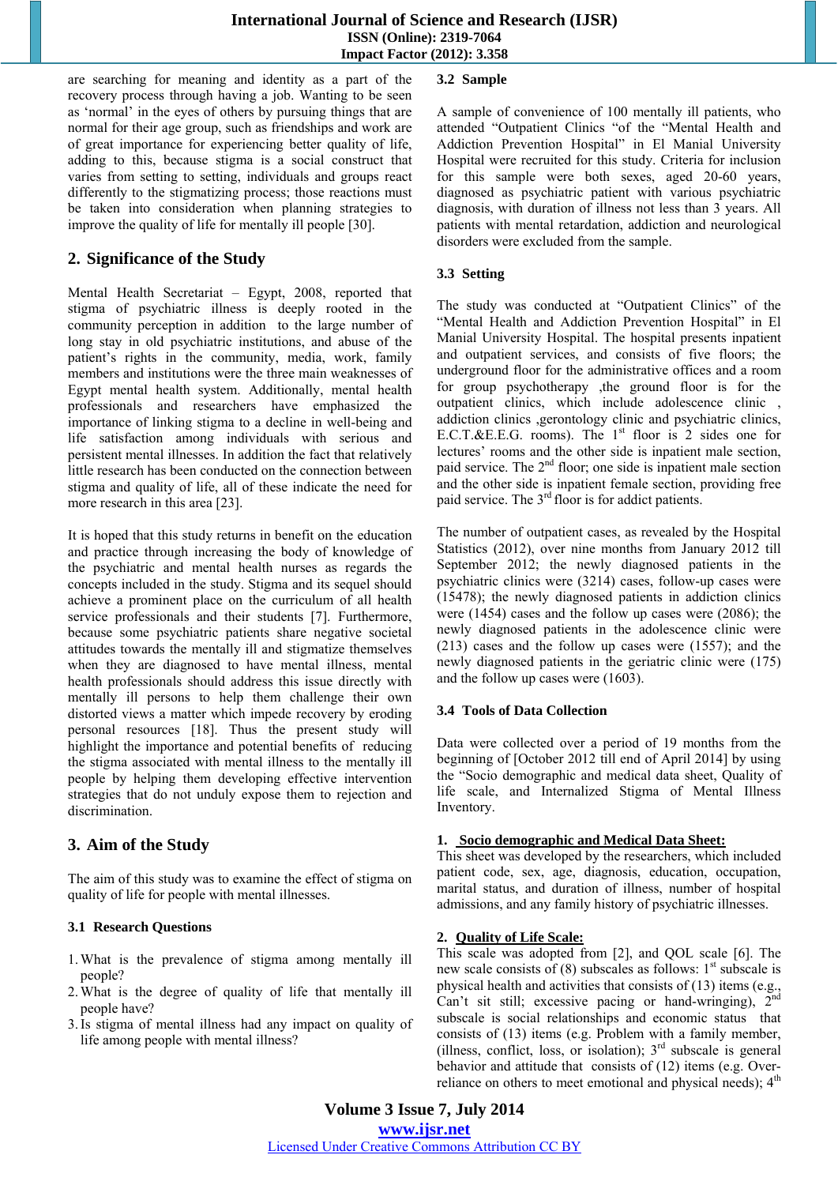are searching for meaning and identity as a part of the recovery process through having a job. Wanting to be seen as 'normal' in the eyes of others by pursuing things that are normal for their age group, such as friendships and work are of great importance for experiencing better quality of life, adding to this, because stigma is a social construct that varies from setting to setting, individuals and groups react differently to the stigmatizing process; those reactions must be taken into consideration when planning strategies to improve the quality of life for mentally ill people [30].

## 2. Significance of the Study

Mental Health Secretariat – Egypt, 2008, reported that stigma of psychiatric illness is deeply rooted in the community perception in addition to the large number of long stay in old psychiatric institutions, and abuse of the patient's rights in the community, media, work, family members and institutions were the three main weaknesses of Egypt mental health system. Additionally, mental health professionals and researchers have emphasized the importance of linking stigma to a decline in well-being and life satisfaction among individuals with serious and persistent mental illnesses. In addition the fact that relatively little research has been conducted on the connection between stigma and quality of life, all of these indicate the need for more research in this area [23].

It is hoped that this study returns in benefit on the education and practice through increasing the body of knowledge of the psychiatric and mental health nurses as regards the concepts included in the study. Stigma and its sequel should achieve a prominent place on the curriculum of all health service professionals and their students [7]. Furthermore, because some psychiatric patients share negative societal attitudes towards the mentally ill and stigmatize themselves when they are diagnosed to have mental illness, mental health professionals should address this issue directly with mentally ill persons to help them challenge their own distorted views a matter which impede recovery by eroding personal resources [18]. Thus the present study will highlight the importance and potential benefits of reducing the stigma associated with mental illness to the mentally ill people by helping them developing effective intervention strategies that do not unduly expose them to rejection and discrimination.

## 3. Aim of the Study

The aim of this study was to examine the effect of stigma on quality of life for people with mental illnesses.

### 3.1 Research Questions

1. What is the prevalence of stigma among mentally ill people?
2. What is the degree of quality of life that mentally ill people have?
3. Is stigma of mental illness had any impact on quality of life among people with mental illness?

### 3.2 Sample

A sample of convenience of 100 mentally ill patients, who attended "Outpatient Clinics "of the "Mental Health and Addiction Prevention Hospital" in El Manial University Hospital were recruited for this study. Criteria for inclusion for this sample were both sexes, aged 20-60 years, diagnosed as psychiatric patient with various psychiatric diagnosis, with duration of illness not less than 3 years. All patients with mental retardation, addiction and neurological disorders were excluded from the sample.

### 3.3 Setting

The study was conducted at "Outpatient Clinics" of the "Mental Health and Addiction Prevention Hospital" in El Manial University Hospital. The hospital presents inpatient and outpatient services, and consists of five floors; the underground floor for the administrative offices and a room for group psychotherapy ,the ground floor is for the outpatient clinics, which include adolescence clinic , addiction clinics ,gerontology clinic and psychiatric clinics, E.C.T.&E.E.G. rooms). The 1st floor is 2 sides one for lectures' rooms and the other side is inpatient male section, paid service. The 2nd floor; one side is inpatient male section and the other side is inpatient female section, providing free paid service. The 3rd floor is for addict patients.

The number of outpatient cases, as revealed by the Hospital Statistics (2012), over nine months from January 2012 till September 2012; the newly diagnosed patients in the psychiatric clinics were (3214) cases, follow-up cases were (15478); the newly diagnosed patients in addiction clinics were (1454) cases and the follow up cases were (2086); the newly diagnosed patients in the adolescence clinic were (213) cases and the follow up cases were (1557); and the newly diagnosed patients in the geriatric clinic were (175) and the follow up cases were (1603).

### 3.4 Tools of Data Collection

Data were collected over a period of 19 months from the beginning of [October 2012 till end of April 2014] by using the "Socio demographic and medical data sheet, Quality of life scale, and Internalized Stigma of Mental Illness Inventory.

1. **Socio demographic and Medical Data Sheet:**
This sheet was developed by the researchers, which included patient code, sex, age, diagnosis, education, occupation, marital status, and duration of illness, number of hospital admissions, and any family history of psychiatric illnesses.

2. **Quality of Life Scale:**
This scale was adopted from [2], and QOL scale [6]. The new scale consists of (8) subscales as follows: 1st subscale is physical health and activities that consists of (13) items (e.g., Can't sit still; excessive pacing or hand-wringing), 2nd subscale is social relationships and economic status that consists of (13) items (e.g. Problem with a family member, (illness, conflict, loss, or isolation); 3rd subscale is general behavior and attitude that consists of (12) items (e.g. Over-reliance on others to meet emotional and physical needs); 4th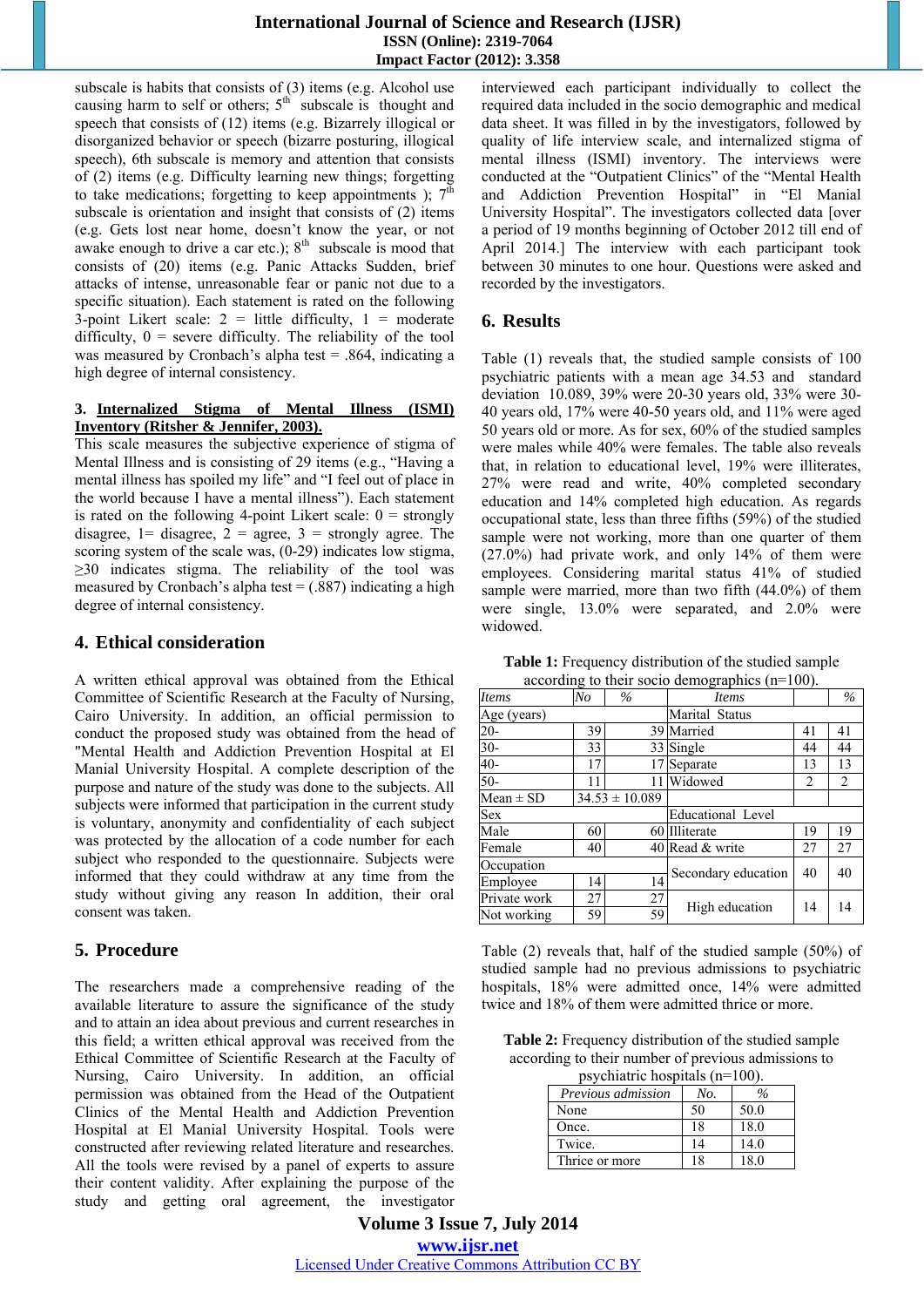subscale is habits that consists of (3) items (e.g. Alcohol use causing harm to self or others; 5th subscale is thought and speech that consists of (12) items (e.g. Bizarrely illogical or disorganized behavior or speech (bizarre posturing, illogical speech), 6th subscale is memory and attention that consists of (2) items (e.g. Difficulty learning new things; forgetting to take medications; forgetting to keep appointments ); 7th subscale is orientation and insight that consists of (2) items (e.g. Gets lost near home, doesn't know the year, or not awake enough to drive a car etc.); 8th subscale is mood that consists of (20) items (e.g. Panic Attacks Sudden, brief attacks of intense, unreasonable fear or panic not due to a specific situation). Each statement is rated on the following 3-point Likert scale: 2 = little difficulty, 1 = moderate difficulty, 0 = severe difficulty. The reliability of the tool was measured by Cronbach's alpha test = .864, indicating a high degree of internal consistency.

**3. Internalized Stigma of Mental Illness (ISMI) Inventory (Ritsher & Jennifer, 2003).**

This scale measures the subjective experience of stigma of Mental Illness and is consisting of 29 items (e.g., "Having a mental illness has spoiled my life" and "I feel out of place in the world because I have a mental illness"). Each statement is rated on the following 4-point Likert scale: 0 = strongly disagree, 1= disagree, 2 = agree, 3 = strongly agree. The scoring system of the scale was, (0-29) indicates low stigma, ≥30 indicates stigma. The reliability of the tool was measured by Cronbach's alpha test = (.887) indicating a high degree of internal consistency.

## 4. Ethical consideration

A written ethical approval was obtained from the Ethical Committee of Scientific Research at the Faculty of Nursing, Cairo University. In addition, an official permission to conduct the proposed study was obtained from the head of the "Mental Health and Addiction Prevention Hospital at El Manial University Hospital. A complete description of the purpose and nature of the study was done to the subjects. All subjects were informed that participation in the current study is voluntary, anonymity and confidentiality of each subject was protected by the allocation of a code number for each subject who responded to the questionnaire. Subjects were informed that they could withdraw at any time from the study without giving any reason In addition, their oral consent was taken.

## 5. Procedure

The researchers made a comprehensive reading of the available literature to assure the significance of the study and to attain an idea about previous and current researches in this field; a written ethical approval was received from the Ethical Committee of Scientific Research at the Faculty of Nursing, Cairo University. In addition, an official permission was obtained from the Head of the Outpatient Clinics of the Mental Health and Addiction Prevention Hospital at El Manial University Hospital. Tools were constructed after reviewing related literature and researches. All the tools were revised by a panel of experts to assure their content validity. After explaining the purpose of the study and getting oral agreement, the investigator interviewed each participant individually to collect the required data included in the socio demographic and medical data sheet. It was filled in by the investigators, followed by quality of life interview scale, and internalized stigma of mental illness (ISMI) inventory. The interviews were conducted at the "Outpatient Clinics" of the "Mental Health and Addiction Prevention Hospital" in "El Manial University Hospital". The investigators collected data [over a period of 19 months beginning of October 2012 till end of April 2014.] The interview with each participant took between 30 minutes to one hour. Questions were asked and recorded by the investigators.

## 6. Results

Table (1) reveals that, the studied sample consists of 100 psychiatric patients with a mean age 34.53 and standard deviation 10.089, 39% were 20-30 years old, 33% were 30-40 years old, 17% were 40-50 years old, and 11% were aged 50 years old or more. As for sex, 60% of the studied samples were males while 40% were females. The table also reveals that, in relation to educational level, 19% were illiterates, 27% were read and write, 40% completed secondary education and 14% completed high education. As regards occupational state, less than three fifths (59%) of the studied sample were not working, more than one quarter of them (27.0%) had private work, and only 14% of them were employees. Considering marital status 41% of studied sample were married, more than two fifth (44.0%) of them were single, 13.0% were separated, and 2.0% were widowed.

**Table 1:** Frequency distribution of the studied sample according to their socio demographics (n=100).

| *Items* | *No* | *%* | *Items* | | *%* |
|---|---|---|---|---|---|
| Age (years) | | | Marital Status | | |
| 20- | 39 | 39 | Married | 41 | 41 |
| 30- | 33 | 33 | Single | 44 | 44 |
| 40- | 17 | 17 | Separate | 13 | 13 |
| 50- | 11 | 11 | Widowed | 2 | 2 |
| Mean ± SD | 34.53 ± 10.089 | | | | |
| Sex | | | Educational Level | | |
| Male | 60 | 60 | Illiterate | 19 | 19 |
| Female | 40 | 40 | Read & write | 27 | 27 |
| Occupation | | | Secondary education | 40 | 40 |
| Employee | 14 | 14 | | | |
| Private work | 27 | 27 | High education | 14 | 14 |
| Not working | 59 | 59 | | | |

Table (2) reveals that, half of the studied sample (50%) of studied sample had no previous admissions to psychiatric hospitals, 18% were admitted once, 14% were admitted twice and 18% of them were admitted thrice or more.

**Table 2:** Frequency distribution of the studied sample according to their number of previous admissions to psychiatric hospitals (n=100).

| *Previous admission* | *No.* | *%* |
|---|---|---|
| None | 50 | 50.0 |
| Once. | 18 | 18.0 |
| Twice. | 14 | 14.0 |
| Thrice or more | 18 | 18.0 |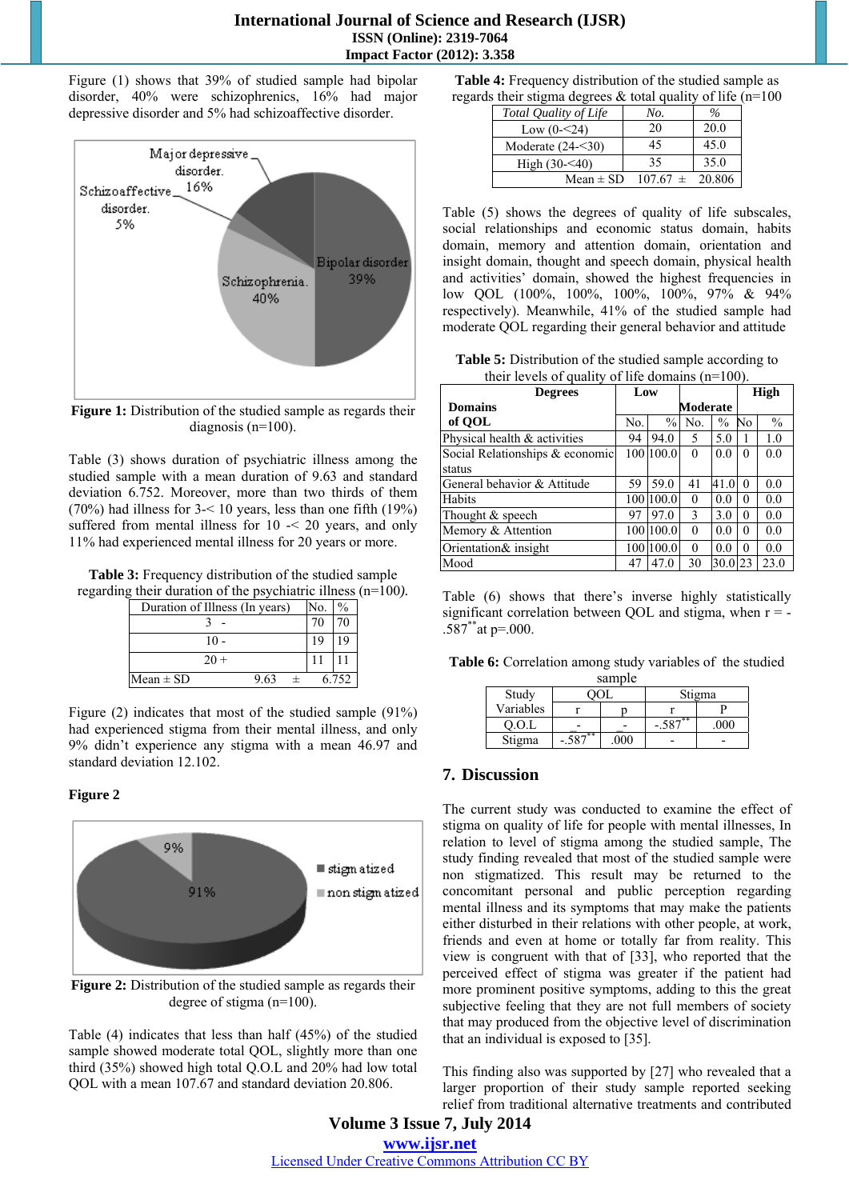Figure (1) shows that 39% of studied sample had bipolar disorder, 40% were schizophrenics, 16% had major depressive disorder and 5% had schizoaffective disorder.

Figure 1: Distribution of the studied sample as regards their diagnosis (n=100).

Table (3) shows duration of psychiatric illness among the studied sample with a mean duration of 9.63 and standard deviation 6.752. Moreover, more than two thirds of them (70%) had illness for 3-< 10 years, less than one fifth (19%) suffered from mental illness for 10 -< 20 years, and only 11% had experienced mental illness for 20 years or more.

**Table 3:** Frequency distribution of the studied sample regarding their duration of the psychiatric illness (n=100).

| Duration of Illness (In years) | No. | % |
|---|---|---|
| 3 - | 70 | 70 |
| 10 - | 19 | 19 |
| 20 + | 11 | 11 |
| Mean ± SD | 9.63 ± | 6.752 |

Figure (2) indicates that most of the studied sample (91%) had experienced stigma from their mental illness, and only 9% didn't experience any stigma with a mean 46.97 and standard deviation 12.102.

**Figure 2**

Figure 2: Distribution of the studied sample as regards their degree of stigma (n=100).

Table (4) indicates that less than half (45%) of the studied sample showed moderate total QOL, slightly more than one third (35%) showed high total Q.O.L and 20% had low total QOL with a mean 107.67 and standard deviation 20.806.

**Table 4:** Frequency distribution of the studied sample as regards their stigma degrees & total quality of life (n=100

| Total Quality of Life | No. | % |
|---|---|---|
| Low (0-<24) | 20 | 20.0 |
| Moderate (24-<30) | 45 | 45.0 |
| High (30-<40) | 35 | 35.0 |
| Mean ± SD | 107.67 ± | 20.806 |

Table (5) shows the degrees of quality of life subscales, social relationships and economic status domain, habits domain, memory and attention domain, orientation and insight domain, thought and speech domain, physical health and activities' domain, showed the highest frequencies in low QOL (100%, 100%, 100%, 100%, 97% & 94% respectively). Meanwhile, 41% of the studied sample had moderate QOL regarding their general behavior and attitude

**Table 5:** Distribution of the studied sample according to their levels of quality of life domains (n=100).

| Degrees / Domains of QOL | Low | | Moderate | | High | |
|---|---|---|---|---|---|---|
| | No. | % | No. | % | No | % |
| Physical health & activities | 94 | 94.0 | 5 | 5.0 | 1 | 1.0 |
| Social Relationships & economic status | 100 | 100.0 | 0 | 0.0 | 0 | 0.0 |
| General behavior & Attitude | 59 | 59.0 | 41 | 41.0 | 0 | 0.0 |
| Habits | 100 | 100.0 | 0 | 0.0 | 0 | 0.0 |
| Thought & speech | 97 | 97.0 | 3 | 3.0 | 0 | 0.0 |
| Memory & Attention | 100 | 100.0 | 0 | 0.0 | 0 | 0.0 |
| Orientation& insight | 100 | 100.0 | 0 | 0.0 | 0 | 0.0 |
| Mood | 47 | 47.0 | 30 | 30.0 | 23 | 23.0 |

Table (6) shows that there's inverse highly statistically significant correlation between QOL and stigma, when r = -.587** at p=.000.

**Table 6:** Correlation among study variables of the studied sample

| Study Variables | QOL | | Stigma | |
|---|---|---|---|---|
| | r | p | r | P |
| Q.O.L | - | - | -.587** | .000 |
| Stigma | -.587** | .000 | - | - |

## 7. Discussion

The current study was conducted to examine the effect of stigma on quality of life for people with mental illnesses, In relation to level of stigma among the studied sample, The study finding revealed that most of the studied sample were non stigmatized. This result may be returned to the concomitant personal and public perception regarding mental illness and its symptoms that may make the patients either disturbed in their relations with other people, at work, friends and even at home or totally far from reality. This view is congruent with that of [33], who reported that the perceived effect of stigma was greater if the patient had more prominent positive symptoms, adding to this the great subjective feeling that they are not full members of society that may produced from the objective level of discrimination that an individual is exposed to [35].

This finding also was supported by [27] who revealed that a larger proportion of their study sample reported seeking relief from traditional alternative treatments and contributed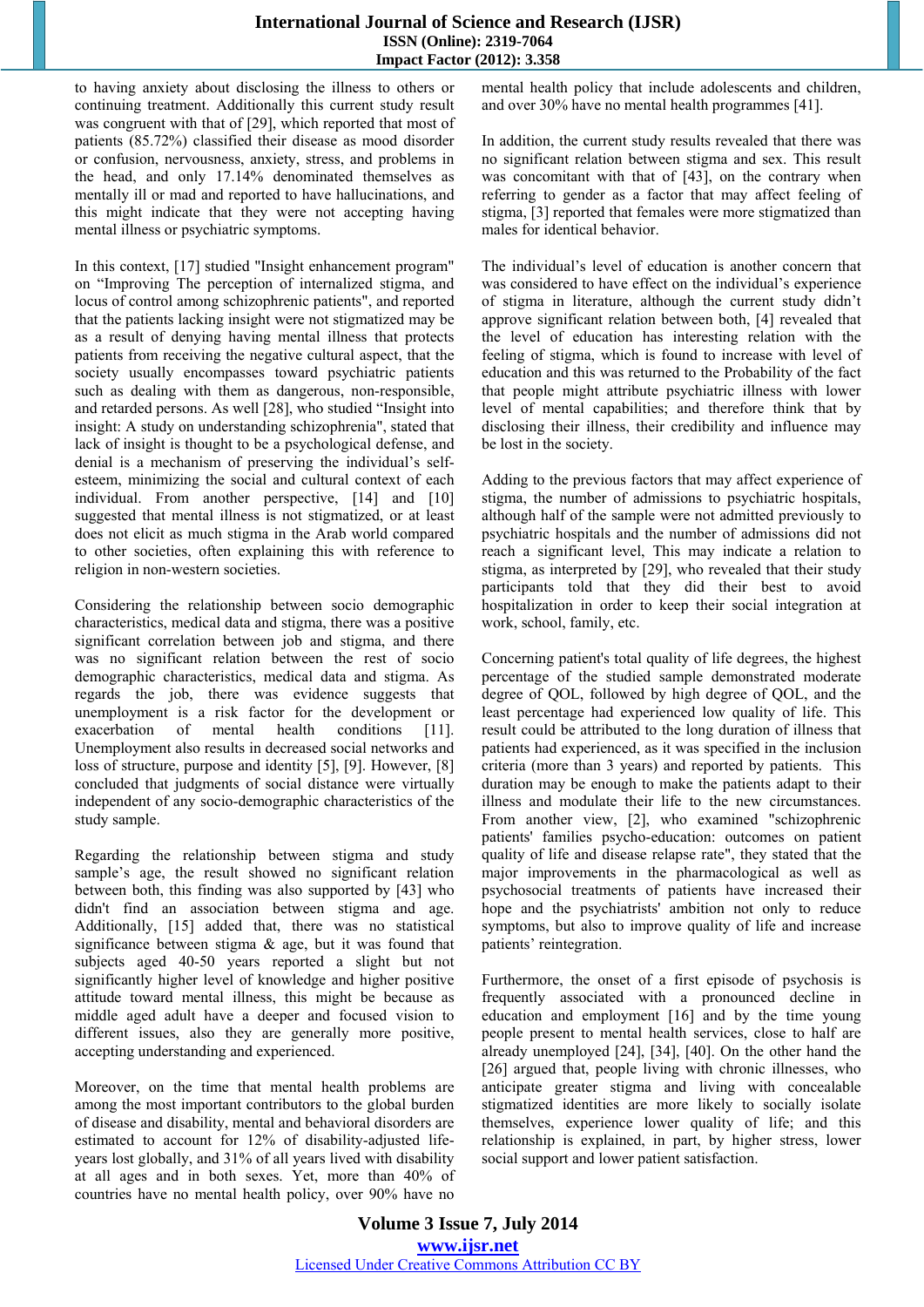to having anxiety about disclosing the illness to others or continuing treatment. Additionally this current study result was congruent with that of [29], which reported that most of patients (85.72%) classified their disease as mood disorder or confusion, nervousness, anxiety, stress, and problems in the head, and only 17.14% denominated themselves as mentally ill or mad and reported to have hallucinations, and this might indicate that they were not accepting having mental illness or psychiatric symptoms.

In this context, [17] studied "Insight enhancement program" on "Improving The perception of internalized stigma, and locus of control among schizophrenic patients", and reported that the patients lacking insight were not stigmatized may be as a result of denying having mental illness that protects patients from receiving the negative cultural aspect, that the society usually encompasses toward psychiatric patients such as dealing with them as dangerous, non-responsible, and retarded persons. As well [28], who studied "Insight into insight: A study on understanding schizophrenia", stated that lack of insight is thought to be a psychological defense, and denial is a mechanism of preserving the individual's self-esteem, minimizing the social and cultural context of each individual. From another perspective, [14] and [10] suggested that mental illness is not stigmatized, or at least does not elicit as much stigma in the Arab world compared to other societies, often explaining this with reference to religion in non-western societies.

Considering the relationship between socio demographic characteristics, medical data and stigma, there was a positive significant correlation between job and stigma, and there was no significant relation between the rest of socio demographic characteristics, medical data and stigma. As regards the job, there was evidence suggests that unemployment is a risk factor for the development or exacerbation of mental health conditions [11]. Unemployment also results in decreased social networks and loss of structure, purpose and identity [5], [9]. However, [8] concluded that judgments of social distance were virtually independent of any socio-demographic characteristics of the study sample.

Regarding the relationship between stigma and study sample's age, the result showed no significant relation between both, this finding was also supported by [43] who didn't find an association between stigma and age. Additionally, [15] added that, there was no statistical significance between stigma & age, but it was found that subjects aged 40-50 years reported a slight but not significantly higher level of knowledge and higher positive attitude toward mental illness, this might be because as middle aged adult have a deeper and focused vision to different issues, also they are generally more positive, accepting understanding and experienced.

Moreover, on the time that mental health problems are among the most important contributors to the global burden of disease and disability, mental and behavioral disorders are estimated to account for 12% of disability-adjusted life-years lost globally, and 31% of all years lived with disability at all ages and in both sexes. Yet, more than 40% of countries have no mental health policy, over 90% have no mental health policy that include adolescents and children, and over 30% have no mental health programmes [41].

In addition, the current study results revealed that there was no significant relation between stigma and sex. This result was concomitant with that of [43], on the contrary when referring to gender as a factor that may affect feeling of stigma, [3] reported that females were more stigmatized than males for identical behavior.

The individual's level of education is another concern that was considered to have effect on the individual's experience of stigma in literature, although the current study didn't approve significant relation between both, [4] revealed that the level of education has interesting relation with the feeling of stigma, which is found to increase with level of education and this was returned to the Probability of the fact that people might attribute psychiatric illness with lower level of mental capabilities; and therefore think that by disclosing their illness, their credibility and influence may be lost in the society.

Adding to the previous factors that may affect experience of stigma, the number of admissions to psychiatric hospitals, although half of the sample were not admitted previously to psychiatric hospitals and the number of admissions did not reach a significant level, This may indicate a relation to stigma, as interpreted by [29], who revealed that their study participants told that they did their best to avoid hospitalization in order to keep their social integration at work, school, family, etc.

Concerning patient's total quality of life degrees, the highest percentage of the studied sample demonstrated moderate degree of QOL, followed by high degree of QOL, and the least percentage had experienced low quality of life. This result could be attributed to the long duration of illness that patients had experienced, as it was specified in the inclusion criteria (more than 3 years) and reported by patients. This duration may be enough to make the patients adapt to their illness and modulate their life to the new circumstances. From another view, [2], who examined "schizophrenic patients' families psycho-education: outcomes on patient quality of life and disease relapse rate", they stated that the major improvements in the pharmacological as well as psychosocial treatments of patients have increased their hope and the psychiatrists' ambition not only to reduce symptoms, but also to improve quality of life and increase patients' reintegration.

Furthermore, the onset of a first episode of psychosis is frequently associated with a pronounced decline in education and employment [16] and by the time young people present to mental health services, close to half are already unemployed [24], [34], [40]. On the other hand the [26] argued that, people living with chronic illnesses, who anticipate greater stigma and living with concealable stigmatized identities are more likely to socially isolate themselves, experience lower quality of life; and this relationship is explained, in part, by higher stress, lower social support and lower patient satisfaction.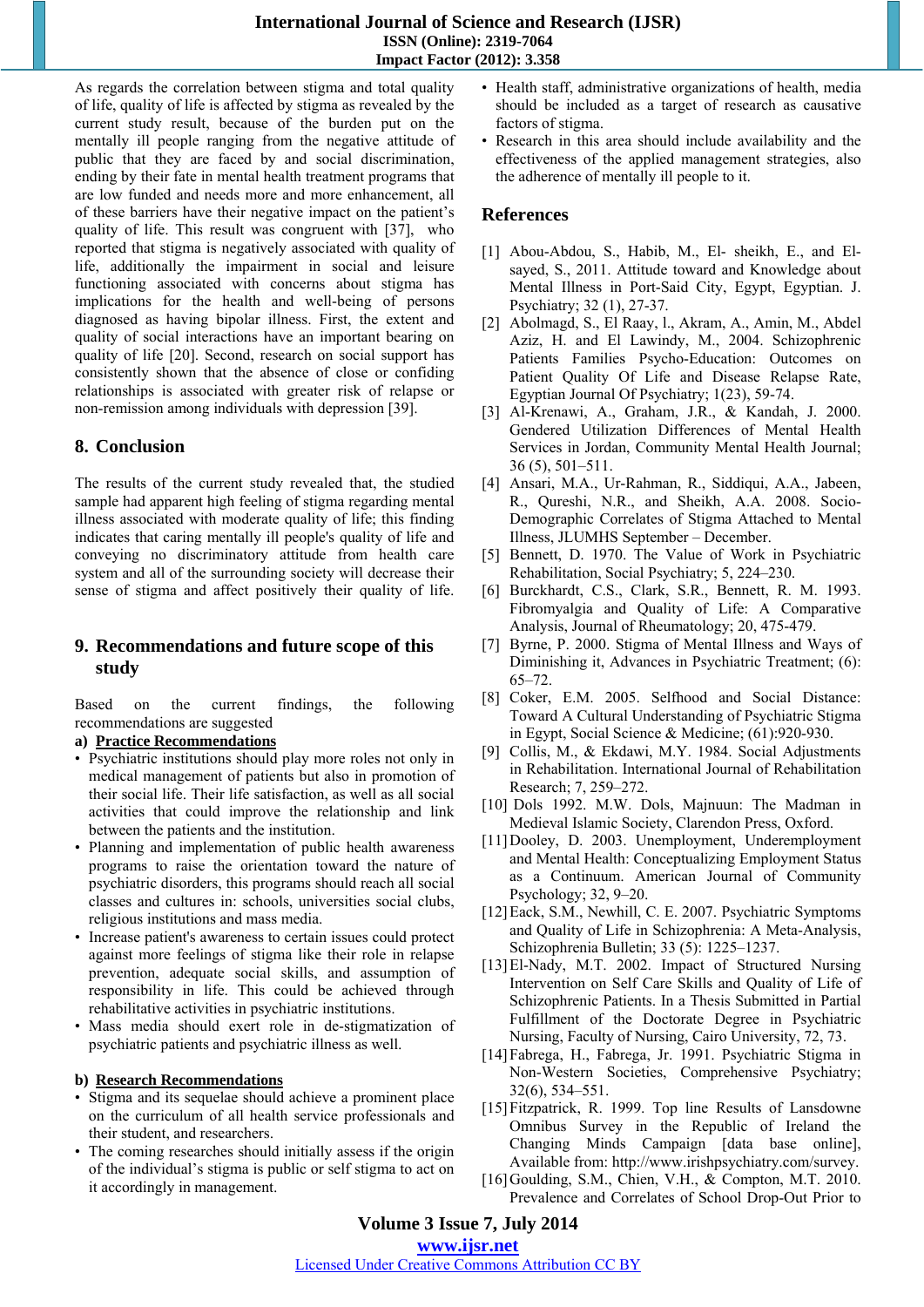As regards the correlation between stigma and total quality of life, quality of life is affected by stigma as revealed by the current study result, because of the burden put on the mentally ill people ranging from the negative attitude of public that they are faced by and social discrimination, ending by their fate in mental health treatment programs that are low funded and needs more and more enhancement, all of these barriers have their negative impact on the patient's quality of life. This result was congruent with [37], who reported that stigma is negatively associated with quality of life, additionally the impairment in social and leisure functioning associated with concerns about stigma has implications for the health and well-being of persons diagnosed as having bipolar illness. First, the extent and quality of social interactions have an important bearing on quality of life [20]. Second, research on social support has consistently shown that the absence of close or confiding relationships is associated with greater risk of relapse or non-remission among individuals with depression [39].

## 8. Conclusion

The results of the current study revealed that, the studied sample had apparent high feeling of stigma regarding mental illness associated with moderate quality of life; this finding indicates that caring mentally ill people's quality of life and conveying no discriminatory attitude from health care system and all of the surrounding society will decrease their sense of stigma and affect positively their quality of life.

## 9. Recommendations and future scope of this study

Based on the current findings, the following recommendations are suggested

**a) Practice Recommendations**

- Psychiatric institutions should play more roles not only in medical management of patients but also in promotion of their social life. Their life satisfaction, as well as all social activities that could improve the relationship and link between the patients and the institution.
- Planning and implementation of public health awareness programs to raise the orientation toward the nature of psychiatric disorders, this programs should reach all social classes and cultures in: schools, universities social clubs, religious institutions and mass media.
- Increase patient's awareness to certain issues could protect against more feelings of stigma like their role in relapse prevention, adequate social skills, and assumption of responsibility in life. This could be achieved through rehabilitative activities in psychiatric institutions.
- Mass media should exert role in de-stigmatization of psychiatric patients and psychiatric illness as well.

**b) Research Recommendations**

- Stigma and its sequelae should achieve a prominent place on the curriculum of all health service professionals and their student, and researchers.
- The coming researches should initially assess if the origin of the individual's stigma is public or self stigma to act on it accordingly in management.
- Health staff, administrative organizations of health, media should be included as a target of research as causative factors of stigma.
- Research in this area should include availability and the effectiveness of the applied management strategies, also the adherence of mentally ill people to it.

## References

[1] Abou-Abdou, S., Habib, M., El- sheikh, E., and El-sayed, S., 2011. Attitude toward and Knowledge about Mental Illness in Port-Said City, Egypt, Egyptian. J. Psychiatry; 32 (1), 27-37.

[2] Abolmagd, S., El Raay, l., Akram, A., Amin, M., Abdel Aziz, H. and El Lawindy, M., 2004. Schizophrenic Patients Families Psycho-Education: Outcomes on Patient Quality Of Life and Disease Relapse Rate, Egyptian Journal Of Psychiatry; 1(23), 59-74.

[3] Al-Krenawi, A., Graham, J.R., & Kandah, J. 2000. Gendered Utilization Differences of Mental Health Services in Jordan, Community Mental Health Journal; 36 (5), 501–511.

[4] Ansari, M.A., Ur-Rahman, R., Siddiqui, A.A., Jabeen, R., Qureshi, N.R., and Sheikh, A.A. 2008. Socio-Demographic Correlates of Stigma Attached to Mental Illness, JLUMHS September – December.

[5] Bennett, D. 1970. The Value of Work in Psychiatric Rehabilitation, Social Psychiatry; 5, 224–230.

[6] Burckhardt, C.S., Clark, S.R., Bennett, R. M. 1993. Fibromyalgia and Quality of Life: A Comparative Analysis, Journal of Rheumatology; 20, 475-479.

[7] Byrne, P. 2000. Stigma of Mental Illness and Ways of Diminishing it, Advances in Psychiatric Treatment; (6): 65–72.

[8] Coker, E.M. 2005. Selfhood and Social Distance: Toward A Cultural Understanding of Psychiatric Stigma in Egypt, Social Science & Medicine; (61):920-930.

[9] Collis, M., & Ekdawi, M.Y. 1984. Social Adjustments in Rehabilitation. International Journal of Rehabilitation Research; 7, 259–272.

[10] Dols 1992. M.W. Dols, Majnuun: The Madman in Medieval Islamic Society, Clarendon Press, Oxford.

[11] Dooley, D. 2003. Unemployment, Underemployment and Mental Health: Conceptualizing Employment Status as a Continuum. American Journal of Community Psychology; 32, 9–20.

[12] Eack, S.M., Newhill, C. E. 2007. Psychiatric Symptoms and Quality of Life in Schizophrenia: A Meta-Analysis, Schizophrenia Bulletin; 33 (5): 1225–1237.

[13] El-Nady, M.T. 2002. Impact of Structured Nursing Intervention on Self Care Skills and Quality of Life of Schizophrenic Patients. In a Thesis Submitted in Partial Fulfillment of the Doctorate Degree in Psychiatric Nursing, Faculty of Nursing, Cairo University, 72, 73.

[14] Fabrega, H., Fabrega, Jr. 1991. Psychiatric Stigma in Non-Western Societies, Comprehensive Psychiatry; 32(6), 534–551.

[15] Fitzpatrick, R. 1999. Top line Results of Lansdowne Omnibus Survey in the Republic of Ireland the Changing Minds Campaign [data base online], Available from: http://www.irishpsychiatry.com/survey.

[16] Goulding, S.M., Chien, V.H., & Compton, M.T. 2010. Prevalence and Correlates of School Drop-Out Prior to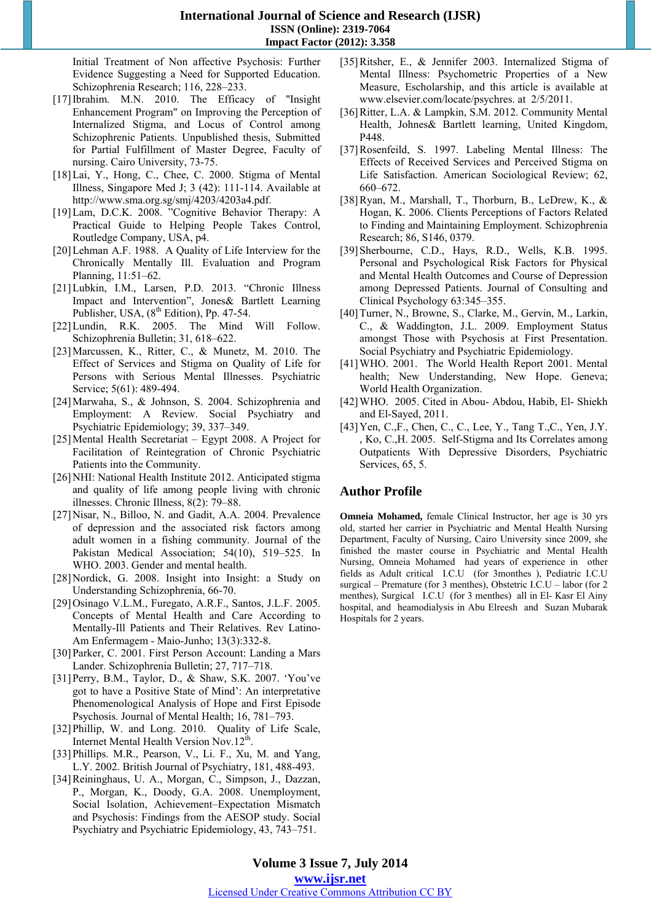Initial Treatment of Non affective Psychosis: Further Evidence Suggesting a Need for Supported Education. Schizophrenia Research; 116, 228–233.

[17] Ibrahim. M.N. 2010. The Efficacy of "Insight Enhancement Program" on Improving the Perception of Internalized Stigma, and Locus of Control among Schizophrenic Patients. Unpublished thesis, Submitted for Partial Fulfillment of Master Degree, Faculty of nursing. Cairo University, 73-75.

[18] Lai, Y., Hong, C., Chee, C. 2000. Stigma of Mental Illness, Singapore Med J; 3 (42): 111-114. Available at http://www.sma.org.sg/smj/4203/4203a4.pdf.

[19] Lam, D.C.K. 2008. "Cognitive Behavior Therapy: A Practical Guide to Helping People Takes Control, Routledge Company, USA, p4.

[20] Lehman A.F. 1988. A Quality of Life Interview for the Chronically Mentally Ill. Evaluation and Program Planning, 11:51–62.

[21] Lubkin, I.M., Larsen, P.D. 2013. "Chronic Illness Impact and Intervention", Jones& Bartlett Learning Publisher, USA, (8th Edition), Pp. 47-54.

[22] Lundin, R.K. 2005. The Mind Will Follow. Schizophrenia Bulletin; 31, 618–622.

[23] Marcussen, K., Ritter, C., & Munetz, M. 2010. The Effect of Services and Stigma on Quality of Life for Persons with Serious Mental Illnesses. Psychiatric Service; 5(61): 489-494.

[24] Marwaha, S., & Johnson, S. 2004. Schizophrenia and Employment: A Review. Social Psychiatry and Psychiatric Epidemiology; 39, 337–349.

[25] Mental Health Secretariat – Egypt 2008. A Project for Facilitation of Reintegration of Chronic Psychiatric Patients into the Community.

[26] NHI: National Health Institute 2012. Anticipated stigma and quality of life among people living with chronic illnesses. Chronic Illness, 8(2): 79–88.

[27] Nisar, N., Billoo, N. and Gadit, A.A. 2004. Prevalence of depression and the associated risk factors among adult women in a fishing community. Journal of the Pakistan Medical Association; 54(10), 519–525. In WHO. 2003. Gender and mental health.

[28] Nordick, G. 2008. Insight into Insight: a Study on Understanding Schizophrenia, 66-70.

[29] Osinago V.L.M., Furegato, A.R.F., Santos, J.L.F. 2005. Concepts of Mental Health and Care According to Mentally-Ill Patients and Their Relatives. Rev Latino-Am Enfermagem - Maio-Junho; 13(3):332-8.

[30] Parker, C. 2001. First Person Account: Landing a Mars Lander. Schizophrenia Bulletin; 27, 717–718.

[31] Perry, B.M., Taylor, D., & Shaw, S.K. 2007. 'You've got to have a Positive State of Mind': An interpretative Phenomenological Analysis of Hope and First Episode Psychosis. Journal of Mental Health; 16, 781–793.

[32] Phillip, W. and Long. 2010. Quality of Life Scale, Internet Mental Health Version Nov.12th.

[33] Phillips. M.R., Pearson, V., Li. F., Xu, M. and Yang, L.Y. 2002. British Journal of Psychiatry, 181, 488-493.

[34] Reininghaus, U. A., Morgan, C., Simpson, J., Dazzan, P., Morgan, K., Doody, G.A. 2008. Unemployment, Social Isolation, Achievement–Expectation Mismatch and Psychosis: Findings from the AESOP study. Social Psychiatry and Psychiatric Epidemiology, 43, 743–751.

[35] Ritsher, E., & Jennifer 2003. Internalized Stigma of Mental Illness: Psychometric Properties of a New Measure, Escholarship, and this article is available at www.elsevier.com/locate/psychres. at 2/5/2011.

[36] Ritter, L.A. & Lampkin, S.M. 2012. Community Mental Health, Johnes& Bartlett learning, United Kingdom, P448.

[37] Rosenfeild, S. 1997. Labeling Mental Illness: The Effects of Received Services and Perceived Stigma on Life Satisfaction. American Sociological Review; 62, 660–672.

[38] Ryan, M., Marshall, T., Thorburn, B., LeDrew, K., & Hogan, K. 2006. Clients Perceptions of Factors Related to Finding and Maintaining Employment. Schizophrenia Research; 86, S146, 0379.

[39] Sherbourne, C.D., Hays, R.D., Wells, K.B. 1995. Personal and Psychological Risk Factors for Physical and Mental Health Outcomes and Course of Depression among Depressed Patients. Journal of Consulting and Clinical Psychology 63:345–355.

[40] Turner, N., Browne, S., Clarke, M., Gervin, M., Larkin, C., & Waddington, J.L. 2009. Employment Status amongst Those with Psychosis at First Presentation. Social Psychiatry and Psychiatric Epidemiology.

[41] WHO. 2001. The World Health Report 2001. Mental health; New Understanding, New Hope. Geneva; World Health Organization.

[42] WHO. 2005. Cited in Abou- Abdou, Habib, El- Shiekh and El-Sayed, 2011.

[43] Yen, C.,F., Chen, C., C., Lee, Y., Tang T.,C., Yen, J.Y. , Ko, C.,H. 2005. Self-Stigma and Its Correlates among Outpatients With Depressive Disorders, Psychiatric Services, 65, 5.

## Author Profile

**Omneia Mohamed,** female Clinical Instructor, her age is 30 yrs old, started her carrier in Psychiatric and Mental Health Nursing Department, Faculty of Nursing, Cairo University since 2009, she finished the master course in Psychiatric and Mental Health Nursing, Omneia Mohamed had years of experience in other fields as Adult critical I.C.U (for 3monthes ), Pediatric I.C.U surgical – Premature (for 3 menthes), Obstetric I.C.U – labor (for 2 menthes), Surgical I.C.U (for 3 menthes) all in El- Kasr El Ainy hospital, and heamodialysis in Abu Elreesh and Suzan Mubarak Hospitals for 2 years.